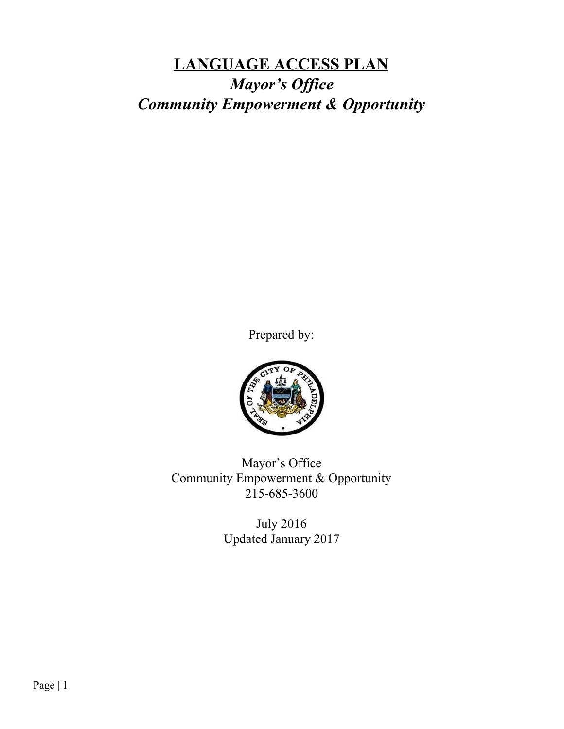# LANGUAGE ACCESS PLAN

## *Mayor's Office*
## *Community Empowerment & Opportunity*

Prepared by:

Mayor's Office
Community Empowerment & Opportunity
215-685-3600

July 2016
Updated January 2017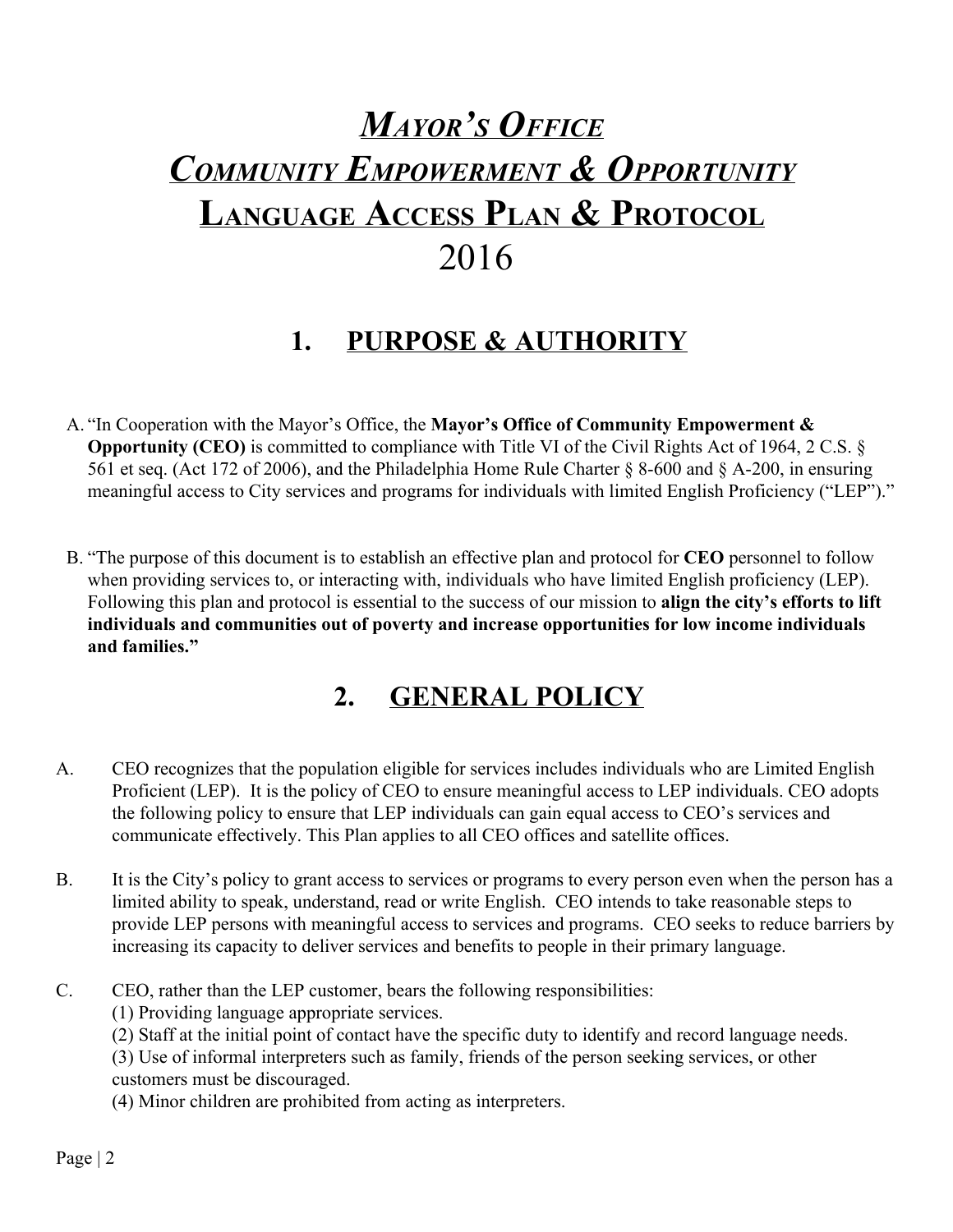# *Mayor's Office*
# *Community Empowerment & Opportunity*
# Language Access Plan & Protocol
# 2016

## 1. PURPOSE & AUTHORITY

A. "In Cooperation with the Mayor's Office, the **Mayor's Office of Community Empowerment & Opportunity (CEO)** is committed to compliance with Title VI of the Civil Rights Act of 1964, 2 C.S. § 561 et seq. (Act 172 of 2006), and the Philadelphia Home Rule Charter § 8-600 and § A-200, in ensuring meaningful access to City services and programs for individuals with limited English Proficiency ("LEP")."

B. "The purpose of this document is to establish an effective plan and protocol for **CEO** personnel to follow when providing services to, or interacting with, individuals who have limited English proficiency (LEP). Following this plan and protocol is essential to the success of our mission to **align the city's efforts to lift individuals and communities out of poverty and increase opportunities for low income individuals and families."**

## 2. GENERAL POLICY

A. CEO recognizes that the population eligible for services includes individuals who are Limited English Proficient (LEP). It is the policy of CEO to ensure meaningful access to LEP individuals. CEO adopts the following policy to ensure that LEP individuals can gain equal access to CEO's services and communicate effectively. This Plan applies to all CEO offices and satellite offices.

B. It is the City's policy to grant access to services or programs to every person even when the person has a limited ability to speak, understand, read or write English. CEO intends to take reasonable steps to provide LEP persons with meaningful access to services and programs. CEO seeks to reduce barriers by increasing its capacity to deliver services and benefits to people in their primary language.

C. CEO, rather than the LEP customer, bears the following responsibilities:
(1) Providing language appropriate services.
(2) Staff at the initial point of contact have the specific duty to identify and record language needs.
(3) Use of informal interpreters such as family, friends of the person seeking services, or other customers must be discouraged.
(4) Minor children are prohibited from acting as interpreters.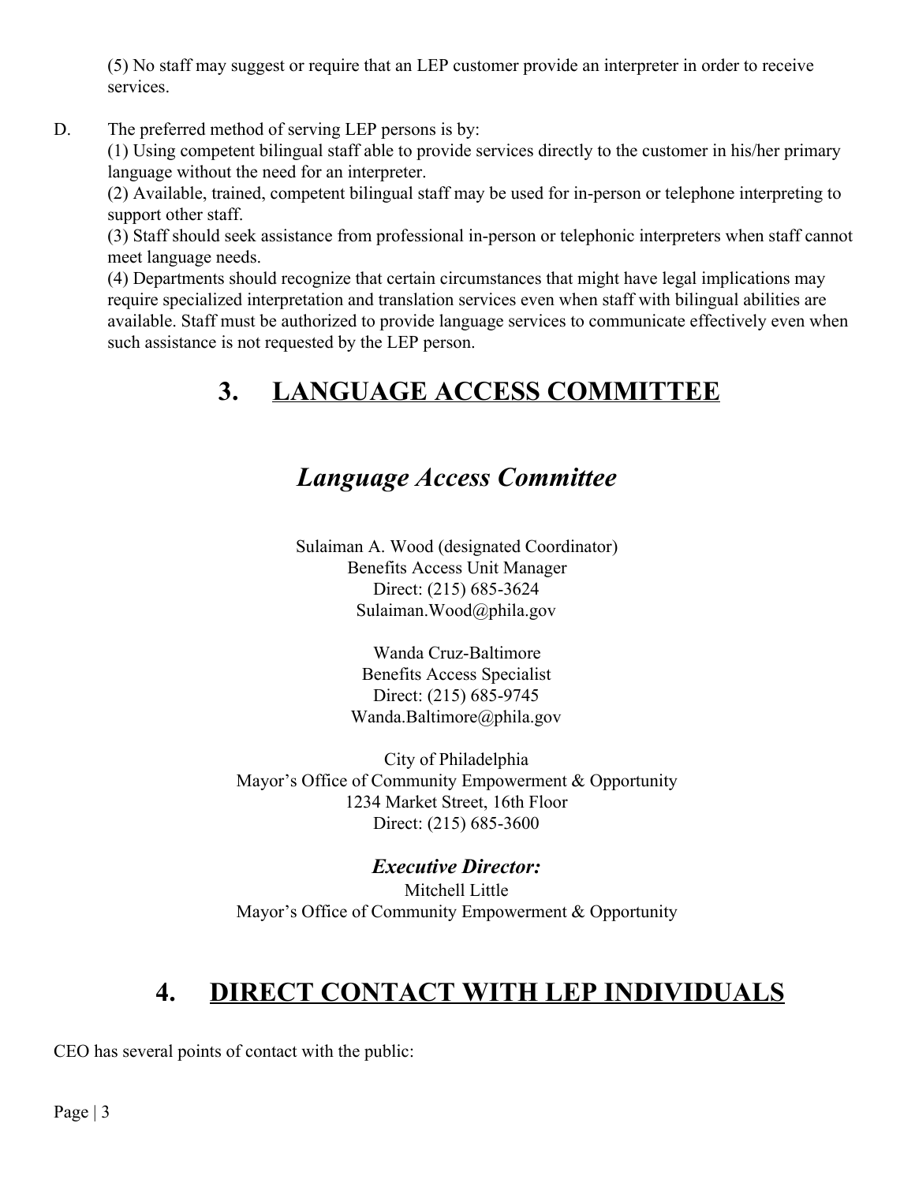(5) No staff may suggest or require that an LEP customer provide an interpreter in order to receive services.

D. The preferred method of serving LEP persons is by:
(1) Using competent bilingual staff able to provide services directly to the customer in his/her primary language without the need for an interpreter.
(2) Available, trained, competent bilingual staff may be used for in-person or telephone interpreting to support other staff.
(3) Staff should seek assistance from professional in-person or telephonic interpreters when staff cannot meet language needs.
(4) Departments should recognize that certain circumstances that might have legal implications may require specialized interpretation and translation services even when staff with bilingual abilities are available. Staff must be authorized to provide language services to communicate effectively even when such assistance is not requested by the LEP person.

# 3. LANGUAGE ACCESS COMMITTEE

## *Language Access Committee*

Sulaiman A. Wood (designated Coordinator)
Benefits Access Unit Manager
Direct: (215) 685-3624
Sulaiman.Wood@phila.gov

Wanda Cruz-Baltimore
Benefits Access Specialist
Direct: (215) 685-9745
Wanda.Baltimore@phila.gov

City of Philadelphia
Mayor's Office of Community Empowerment & Opportunity
1234 Market Street, 16th Floor
Direct: (215) 685-3600

***Executive Director:***
Mitchell Little
Mayor's Office of Community Empowerment & Opportunity

# 4. DIRECT CONTACT WITH LEP INDIVIDUALS

CEO has several points of contact with the public: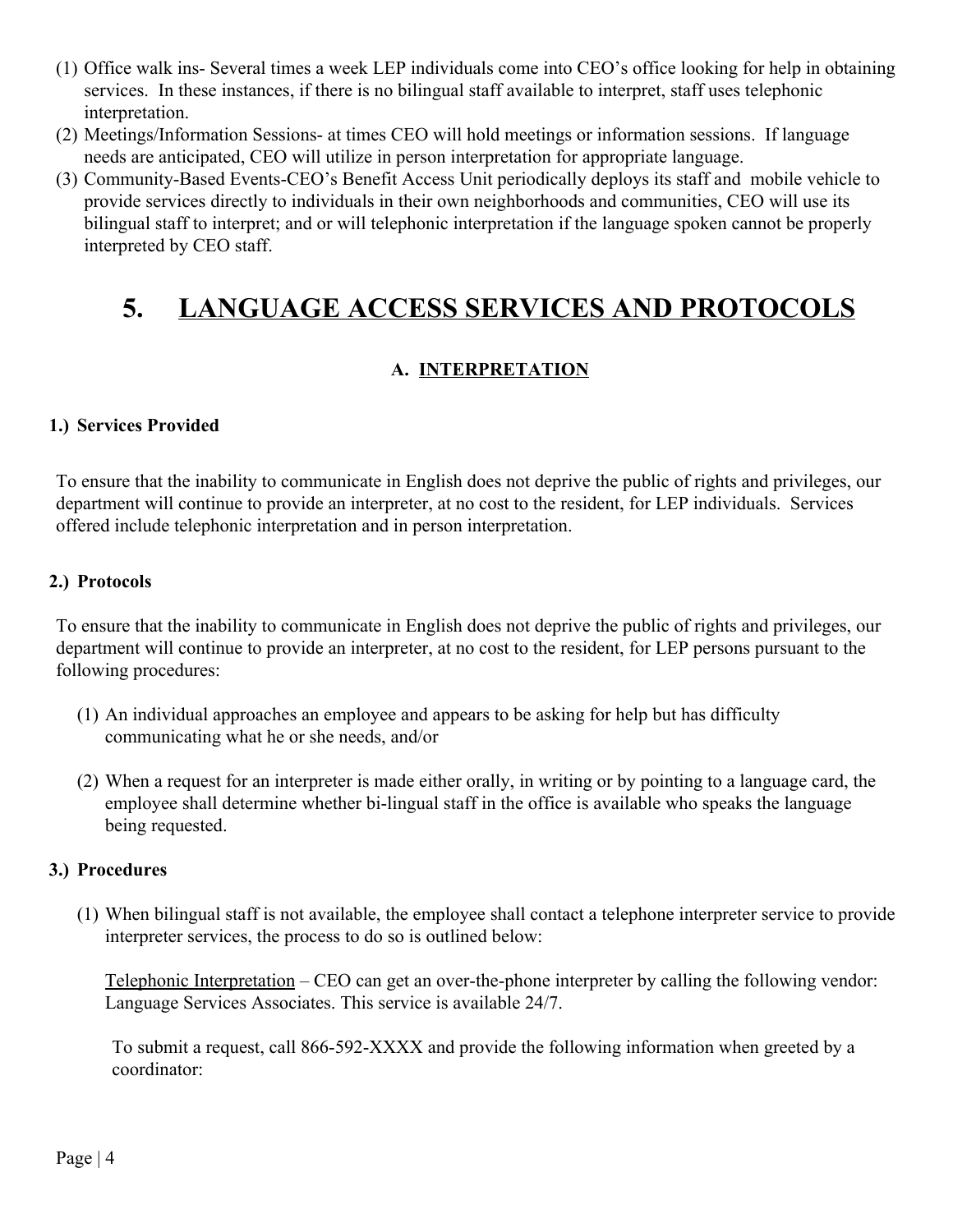(1) Office walk ins- Several times a week LEP individuals come into CEO's office looking for help in obtaining services. In these instances, if there is no bilingual staff available to interpret, staff uses telephonic interpretation.
(2) Meetings/Information Sessions- at times CEO will hold meetings or information sessions. If language needs are anticipated, CEO will utilize in person interpretation for appropriate language.
(3) Community-Based Events-CEO's Benefit Access Unit periodically deploys its staff and mobile vehicle to provide services directly to individuals in their own neighborhoods and communities, CEO will use its bilingual staff to interpret; and or will telephonic interpretation if the language spoken cannot be properly interpreted by CEO staff.

# 5. LANGUAGE ACCESS SERVICES AND PROTOCOLS

## A. INTERPRETATION

### 1.) Services Provided

To ensure that the inability to communicate in English does not deprive the public of rights and privileges, our department will continue to provide an interpreter, at no cost to the resident, for LEP individuals. Services offered include telephonic interpretation and in person interpretation.

### 2.) Protocols

To ensure that the inability to communicate in English does not deprive the public of rights and privileges, our department will continue to provide an interpreter, at no cost to the resident, for LEP persons pursuant to the following procedures:

(1) An individual approaches an employee and appears to be asking for help but has difficulty communicating what he or she needs, and/or

(2) When a request for an interpreter is made either orally, in writing or by pointing to a language card, the employee shall determine whether bi-lingual staff in the office is available who speaks the language being requested.

### 3.) Procedures

(1) When bilingual staff is not available, the employee shall contact a telephone interpreter service to provide interpreter services, the process to do so is outlined below:

Telephonic Interpretation – CEO can get an over-the-phone interpreter by calling the following vendor: Language Services Associates. This service is available 24/7.

To submit a request, call 866-592-XXXX and provide the following information when greeted by a coordinator: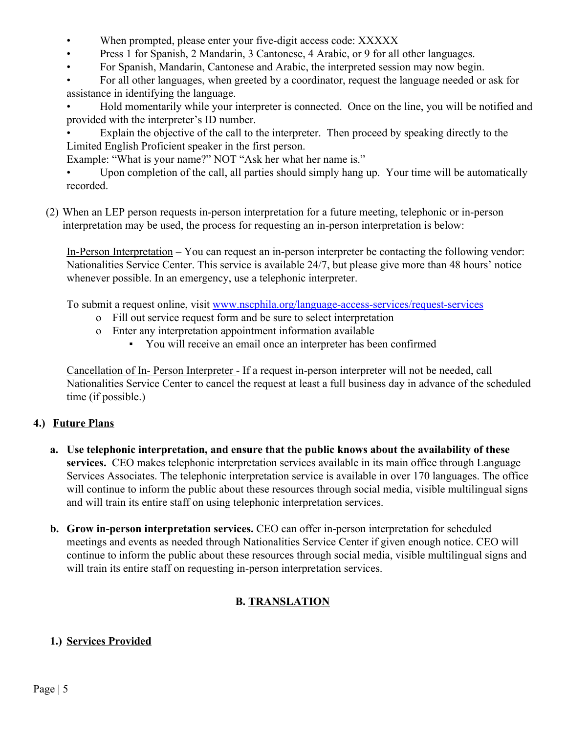- When prompted, please enter your five-digit access code: XXXXX
- Press 1 for Spanish, 2 Mandarin, 3 Cantonese, 4 Arabic, or 9 for all other languages.
- For Spanish, Mandarin, Cantonese and Arabic, the interpreted session may now begin.
- For all other languages, when greeted by a coordinator, request the language needed or ask for assistance in identifying the language.
- Hold momentarily while your interpreter is connected. Once on the line, you will be notified and provided with the interpreter's ID number.
- Explain the objective of the call to the interpreter. Then proceed by speaking directly to the Limited English Proficient speaker in the first person.
  Example: "What is your name?" NOT "Ask her what her name is."
- Upon completion of the call, all parties should simply hang up. Your time will be automatically recorded.

(2) When an LEP person requests in-person interpretation for a future meeting, telephonic or in-person interpretation may be used, the process for requesting an in-person interpretation is below:

<u>In-Person Interpretation</u> – You can request an in-person interpreter be contacting the following vendor: Nationalities Service Center. This service is available 24/7, but please give more than 48 hours' notice whenever possible. In an emergency, use a telephonic interpreter.

To submit a request online, visit [www.nscphila.org/language-access-services/request-services](www.nscphila.org/language-access-services/request-services)

- Fill out service request form and be sure to select interpretation
- Enter any interpretation appointment information available
  - You will receive an email once an interpreter has been confirmed

<u>Cancellation of In- Person Interpreter</u> - If a request in-person interpreter will not be needed, call Nationalities Service Center to cancel the request at least a full business day in advance of the scheduled time (if possible.)

## 4.) <u>Future Plans</u>

a. **Use telephonic interpretation, and ensure that the public knows about the availability of these services.** CEO makes telephonic interpretation services available in its main office through Language Services Associates. The telephonic interpretation service is available in over 170 languages. The office will continue to inform the public about these resources through social media, visible multilingual signs and will train its entire staff on using telephonic interpretation services.

b. **Grow in-person interpretation services.** CEO can offer in-person interpretation for scheduled meetings and events as needed through Nationalities Service Center if given enough notice. CEO will continue to inform the public about these resources through social media, visible multilingual signs and will train its entire staff on requesting in-person interpretation services.

# B. <u>TRANSLATION</u>

## 1.) <u>Services Provided</u>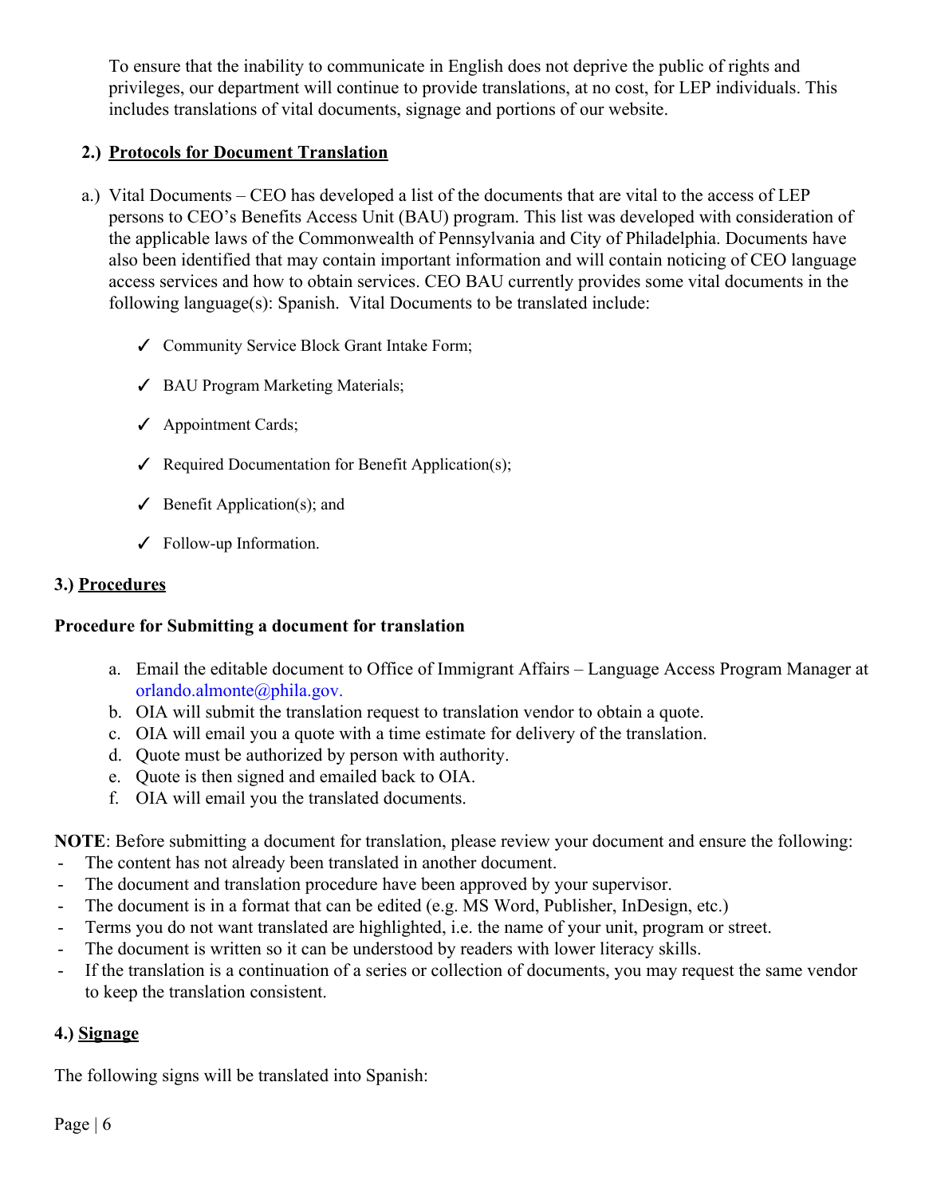To ensure that the inability to communicate in English does not deprive the public of rights and privileges, our department will continue to provide translations, at no cost, for LEP individuals. This includes translations of vital documents, signage and portions of our website.

## 2.) Protocols for Document Translation

a.) Vital Documents – CEO has developed a list of the documents that are vital to the access of LEP persons to CEO's Benefits Access Unit (BAU) program. This list was developed with consideration of the applicable laws of the Commonwealth of Pennsylvania and City of Philadelphia. Documents have also been identified that may contain important information and will contain noticing of CEO language access services and how to obtain services. CEO BAU currently provides some vital documents in the following language(s): Spanish. Vital Documents to be translated include:

- ✓ Community Service Block Grant Intake Form;
- ✓ BAU Program Marketing Materials;
- ✓ Appointment Cards;
- ✓ Required Documentation for Benefit Application(s);
- ✓ Benefit Application(s); and
- ✓ Follow-up Information.

## 3.) Procedures

**Procedure for Submitting a document for translation**

a. Email the editable document to Office of Immigrant Affairs – Language Access Program Manager at orlando.almonte@phila.gov.
b. OIA will submit the translation request to translation vendor to obtain a quote.
c. OIA will email you a quote with a time estimate for delivery of the translation.
d. Quote must be authorized by person with authority.
e. Quote is then signed and emailed back to OIA.
f. OIA will email you the translated documents.

**NOTE**: Before submitting a document for translation, please review your document and ensure the following:

- The content has not already been translated in another document.
- The document and translation procedure have been approved by your supervisor.
- The document is in a format that can be edited (e.g. MS Word, Publisher, InDesign, etc.)
- Terms you do not want translated are highlighted, i.e. the name of your unit, program or street.
- The document is written so it can be understood by readers with lower literacy skills.
- If the translation is a continuation of a series or collection of documents, you may request the same vendor to keep the translation consistent.

## 4.) Signage

The following signs will be translated into Spanish: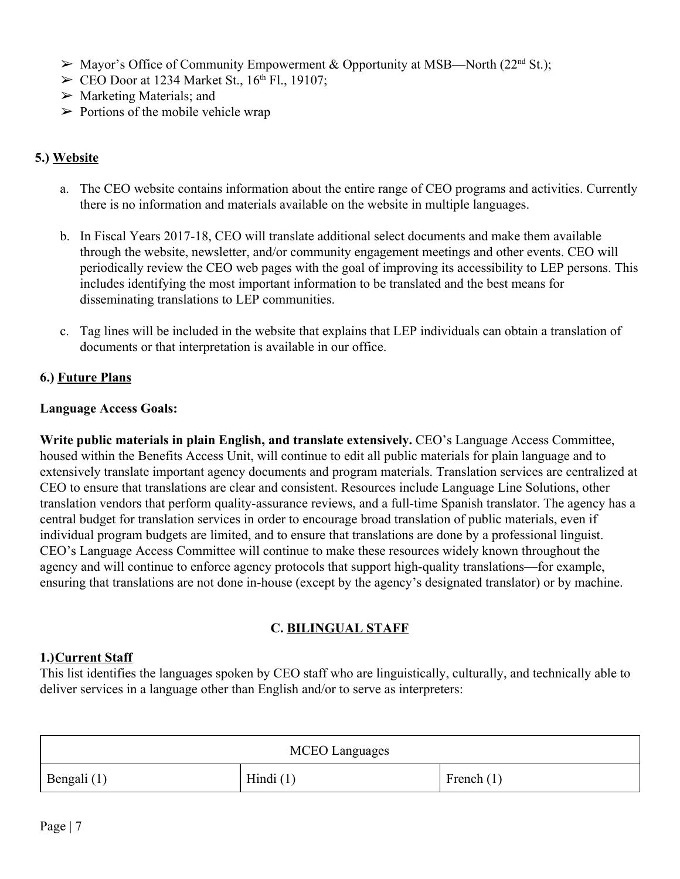- ➢ Mayor's Office of Community Empowerment & Opportunity at MSB—North (22nd St.);
- ➢ CEO Door at 1234 Market St., 16th Fl., 19107;
- ➢ Marketing Materials; and
- ➢ Portions of the mobile vehicle wrap

### 5.) Website

a. The CEO website contains information about the entire range of CEO programs and activities. Currently there is no information and materials available on the website in multiple languages.

b. In Fiscal Years 2017-18, CEO will translate additional select documents and make them available through the website, newsletter, and/or community engagement meetings and other events. CEO will periodically review the CEO web pages with the goal of improving its accessibility to LEP persons. This includes identifying the most important information to be translated and the best means for disseminating translations to LEP communities.

c. Tag lines will be included in the website that explains that LEP individuals can obtain a translation of documents or that interpretation is available in our office.

### 6.) Future Plans

**Language Access Goals:**

**Write public materials in plain English, and translate extensively.** CEO's Language Access Committee, housed within the Benefits Access Unit, will continue to edit all public materials for plain language and to extensively translate important agency documents and program materials. Translation services are centralized at CEO to ensure that translations are clear and consistent. Resources include Language Line Solutions, other translation vendors that perform quality-assurance reviews, and a full-time Spanish translator. The agency has a central budget for translation services in order to encourage broad translation of public materials, even if individual program budgets are limited, and to ensure that translations are done by a professional linguist. CEO's Language Access Committee will continue to make these resources widely known throughout the agency and will continue to enforce agency protocols that support high-quality translations—for example, ensuring that translations are not done in-house (except by the agency's designated translator) or by machine.

## C. BILINGUAL STAFF

### 1.) Current Staff

This list identifies the languages spoken by CEO staff who are linguistically, culturally, and technically able to deliver services in a language other than English and/or to serve as interpreters:

| MCEO Languages | | |
|---|---|---|
| Bengali (1) | Hindi (1) | French (1) |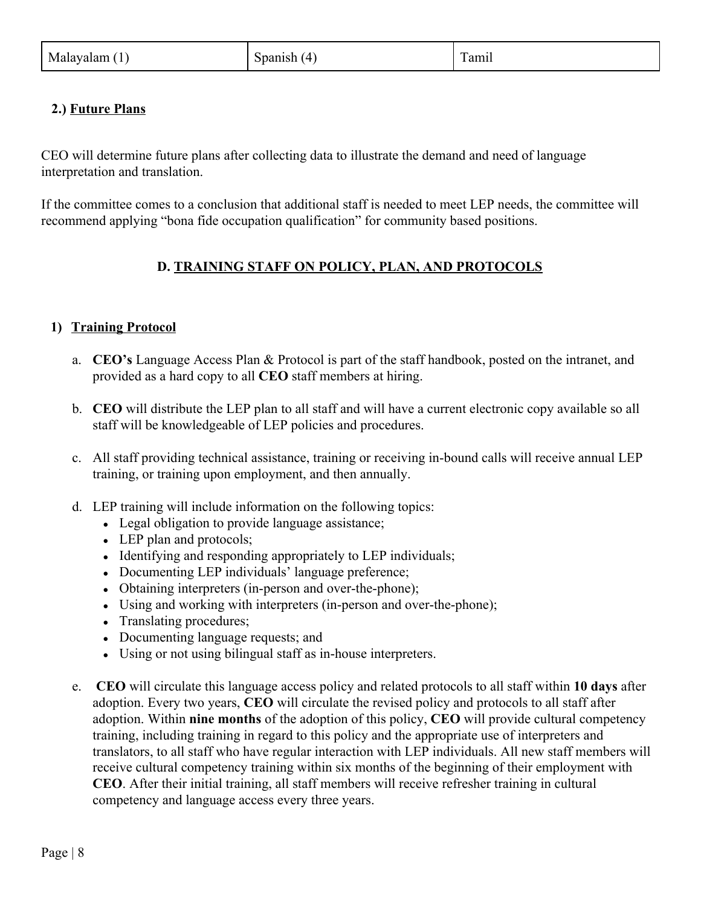| Malayalam (1) | Spanish (4) | Tamil |
|---|---|---|

**2.) Future Plans**

CEO will determine future plans after collecting data to illustrate the demand and need of language interpretation and translation.

If the committee comes to a conclusion that additional staff is needed to meet LEP needs, the committee will recommend applying "bona fide occupation qualification" for community based positions.

## D. TRAINING STAFF ON POLICY, PLAN, AND PROTOCOLS

### 1) Training Protocol

a. **CEO's** Language Access Plan & Protocol is part of the staff handbook, posted on the intranet, and provided as a hard copy to all **CEO** staff members at hiring.

b. **CEO** will distribute the LEP plan to all staff and will have a current electronic copy available so all staff will be knowledgeable of LEP policies and procedures.

c. All staff providing technical assistance, training or receiving in-bound calls will receive annual LEP training, or training upon employment, and then annually.

d. LEP training will include information on the following topics:
   - Legal obligation to provide language assistance;
   - LEP plan and protocols;
   - Identifying and responding appropriately to LEP individuals;
   - Documenting LEP individuals' language preference;
   - Obtaining interpreters (in-person and over-the-phone);
   - Using and working with interpreters (in-person and over-the-phone);
   - Translating procedures;
   - Documenting language requests; and
   - Using or not using bilingual staff as in-house interpreters.

e. **CEO** will circulate this language access policy and related protocols to all staff within **10 days** after adoption. Every two years, **CEO** will circulate the revised policy and protocols to all staff after adoption. Within **nine months** of the adoption of this policy, **CEO** will provide cultural competency training, including training in regard to this policy and the appropriate use of interpreters and translators, to all staff who have regular interaction with LEP individuals. All new staff members will receive cultural competency training within six months of the beginning of their employment with **CEO**. After their initial training, all staff members will receive refresher training in cultural competency and language access every three years.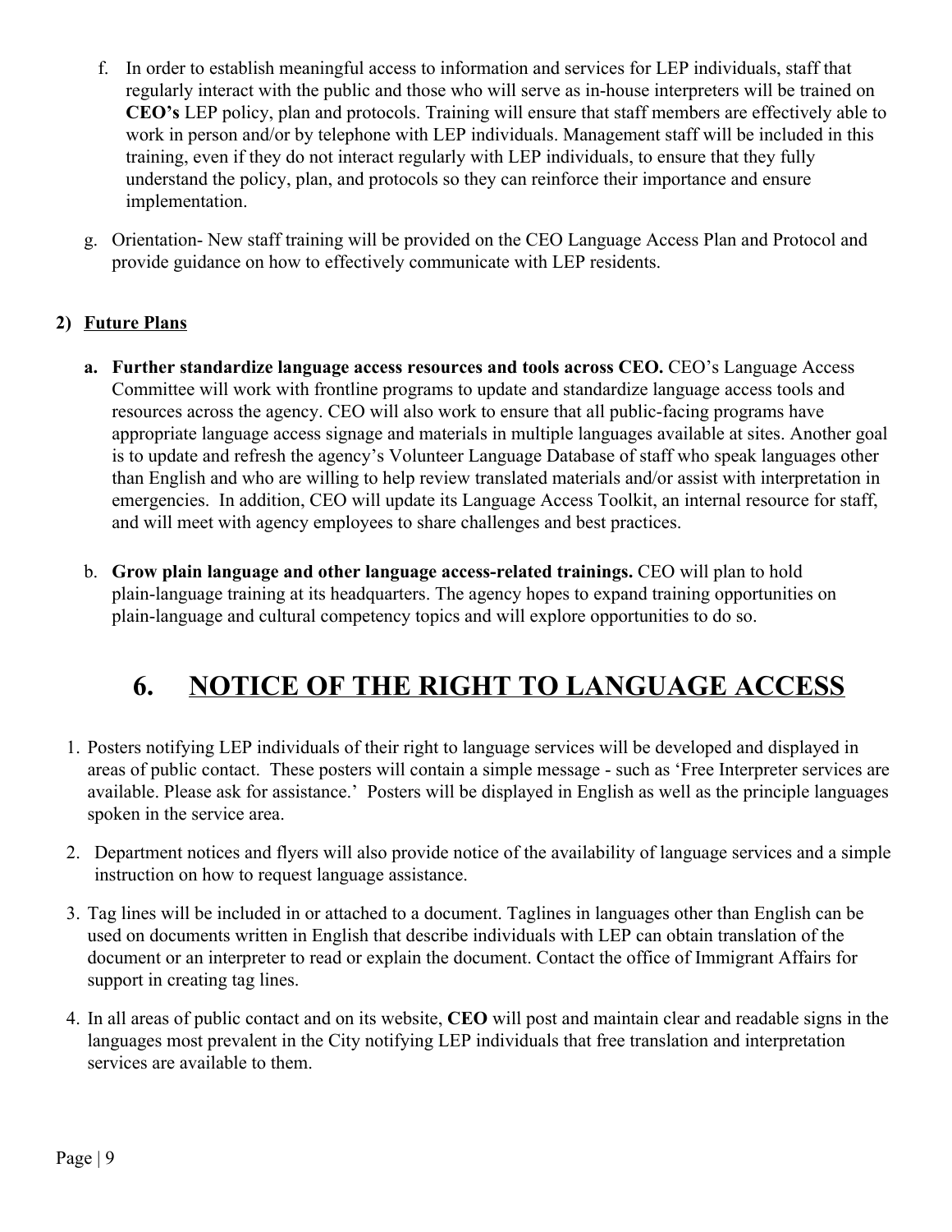f. In order to establish meaningful access to information and services for LEP individuals, staff that regularly interact with the public and those who will serve as in-house interpreters will be trained on **CEO's** LEP policy, plan and protocols. Training will ensure that staff members are effectively able to work in person and/or by telephone with LEP individuals. Management staff will be included in this training, even if they do not interact regularly with LEP individuals, to ensure that they fully understand the policy, plan, and protocols so they can reinforce their importance and ensure implementation.

g. Orientation- New staff training will be provided on the CEO Language Access Plan and Protocol and provide guidance on how to effectively communicate with LEP residents.

**2) Future Plans**

a. **Further standardize language access resources and tools across CEO.** CEO's Language Access Committee will work with frontline programs to update and standardize language access tools and resources across the agency. CEO will also work to ensure that all public-facing programs have appropriate language access signage and materials in multiple languages available at sites. Another goal is to update and refresh the agency's Volunteer Language Database of staff who speak languages other than English and who are willing to help review translated materials and/or assist with interpretation in emergencies. In addition, CEO will update its Language Access Toolkit, an internal resource for staff, and will meet with agency employees to share challenges and best practices.

b. **Grow plain language and other language access-related trainings.** CEO will plan to hold plain-language training at its headquarters. The agency hopes to expand training opportunities on plain-language and cultural competency topics and will explore opportunities to do so.

# 6. NOTICE OF THE RIGHT TO LANGUAGE ACCESS

1. Posters notifying LEP individuals of their right to language services will be developed and displayed in areas of public contact. These posters will contain a simple message - such as 'Free Interpreter services are available. Please ask for assistance.' Posters will be displayed in English as well as the principle languages spoken in the service area.
2. Department notices and flyers will also provide notice of the availability of language services and a simple instruction on how to request language assistance.
3. Tag lines will be included in or attached to a document. Taglines in languages other than English can be used on documents written in English that describe individuals with LEP can obtain translation of the document or an interpreter to read or explain the document. Contact the office of Immigrant Affairs for support in creating tag lines.
4. In all areas of public contact and on its website, **CEO** will post and maintain clear and readable signs in the languages most prevalent in the City notifying LEP individuals that free translation and interpretation services are available to them.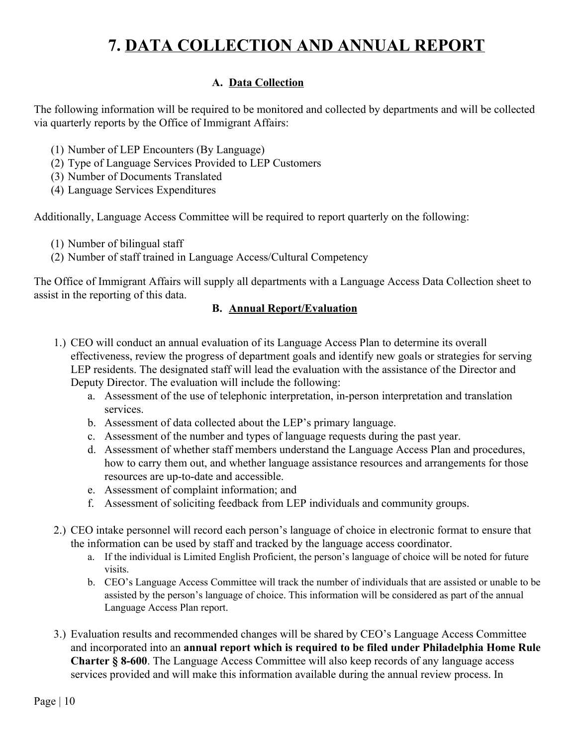# 7. DATA COLLECTION AND ANNUAL REPORT

### A. Data Collection

The following information will be required to be monitored and collected by departments and will be collected via quarterly reports by the Office of Immigrant Affairs:

(1) Number of LEP Encounters (By Language)
(2) Type of Language Services Provided to LEP Customers
(3) Number of Documents Translated
(4) Language Services Expenditures

Additionally, Language Access Committee will be required to report quarterly on the following:

(1) Number of bilingual staff
(2) Number of staff trained in Language Access/Cultural Competency

The Office of Immigrant Affairs will supply all departments with a Language Access Data Collection sheet to assist in the reporting of this data.

### B. Annual Report/Evaluation

1.) CEO will conduct an annual evaluation of its Language Access Plan to determine its overall effectiveness, review the progress of department goals and identify new goals or strategies for serving LEP residents. The designated staff will lead the evaluation with the assistance of the Director and Deputy Director. The evaluation will include the following:
   a. Assessment of the use of telephonic interpretation, in-person interpretation and translation services.
   b. Assessment of data collected about the LEP's primary language.
   c. Assessment of the number and types of language requests during the past year.
   d. Assessment of whether staff members understand the Language Access Plan and procedures, how to carry them out, and whether language assistance resources and arrangements for those resources are up-to-date and accessible.
   e. Assessment of complaint information; and
   f. Assessment of soliciting feedback from LEP individuals and community groups.

2.) CEO intake personnel will record each person's language of choice in electronic format to ensure that the information can be used by staff and tracked by the language access coordinator.
   a. If the individual is Limited English Proficient, the person's language of choice will be noted for future visits.
   b. CEO's Language Access Committee will track the number of individuals that are assisted or unable to be assisted by the person's language of choice. This information will be considered as part of the annual Language Access Plan report.

3.) Evaluation results and recommended changes will be shared by CEO's Language Access Committee and incorporated into an **annual report which is required to be filed under Philadelphia Home Rule Charter § 8-600**. The Language Access Committee will also keep records of any language access services provided and will make this information available during the annual review process. In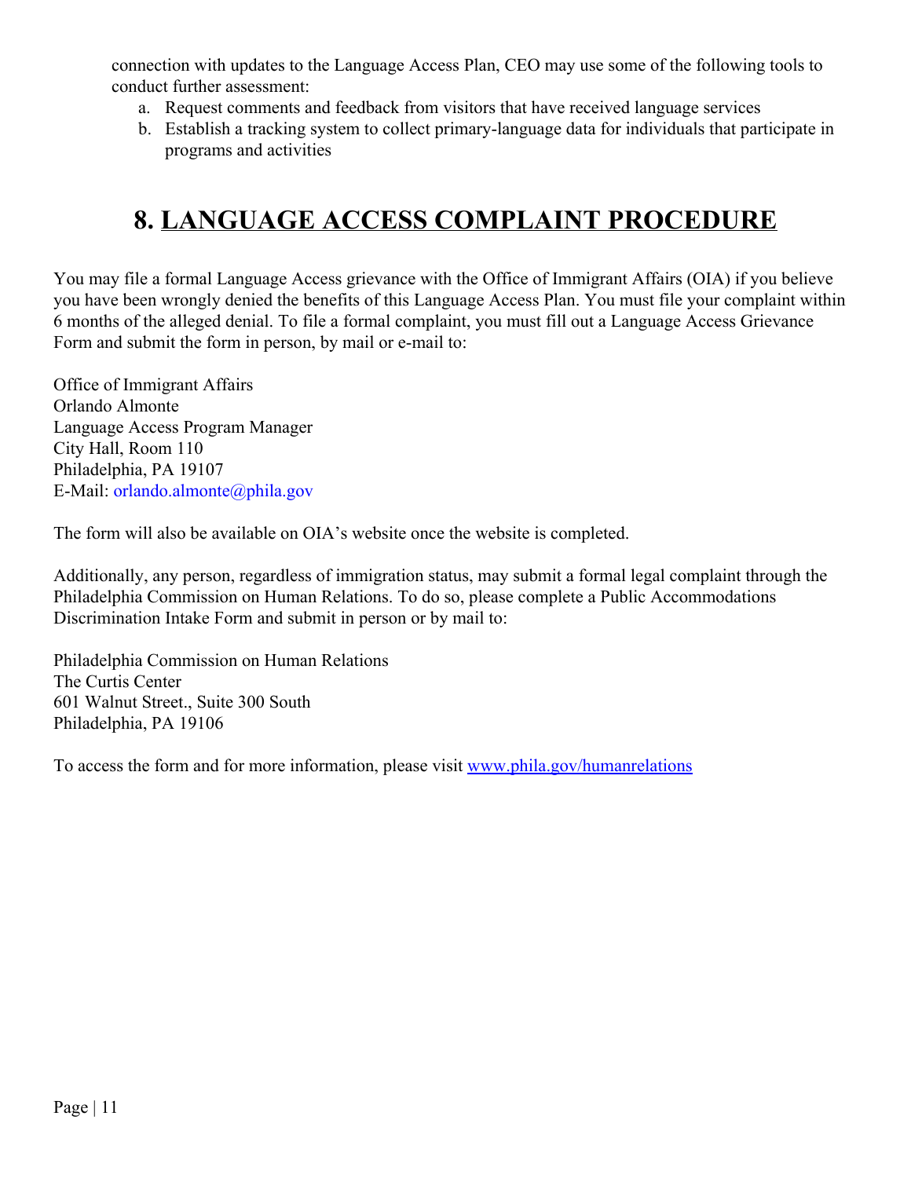connection with updates to the Language Access Plan, CEO may use some of the following tools to conduct further assessment:

a. Request comments and feedback from visitors that have received language services
b. Establish a tracking system to collect primary-language data for individuals that participate in programs and activities

# 8. LANGUAGE ACCESS COMPLAINT PROCEDURE

You may file a formal Language Access grievance with the Office of Immigrant Affairs (OIA) if you believe you have been wrongly denied the benefits of this Language Access Plan. You must file your complaint within 6 months of the alleged denial. To file a formal complaint, you must fill out a Language Access Grievance Form and submit the form in person, by mail or e-mail to:

Office of Immigrant Affairs
Orlando Almonte
Language Access Program Manager
City Hall, Room 110
Philadelphia, PA 19107
E-Mail: orlando.almonte@phila.gov

The form will also be available on OIA's website once the website is completed.

Additionally, any person, regardless of immigration status, may submit a formal legal complaint through the Philadelphia Commission on Human Relations. To do so, please complete a Public Accommodations Discrimination Intake Form and submit in person or by mail to:

Philadelphia Commission on Human Relations
The Curtis Center
601 Walnut Street., Suite 300 South
Philadelphia, PA 19106

To access the form and for more information, please visit www.phila.gov/humanrelations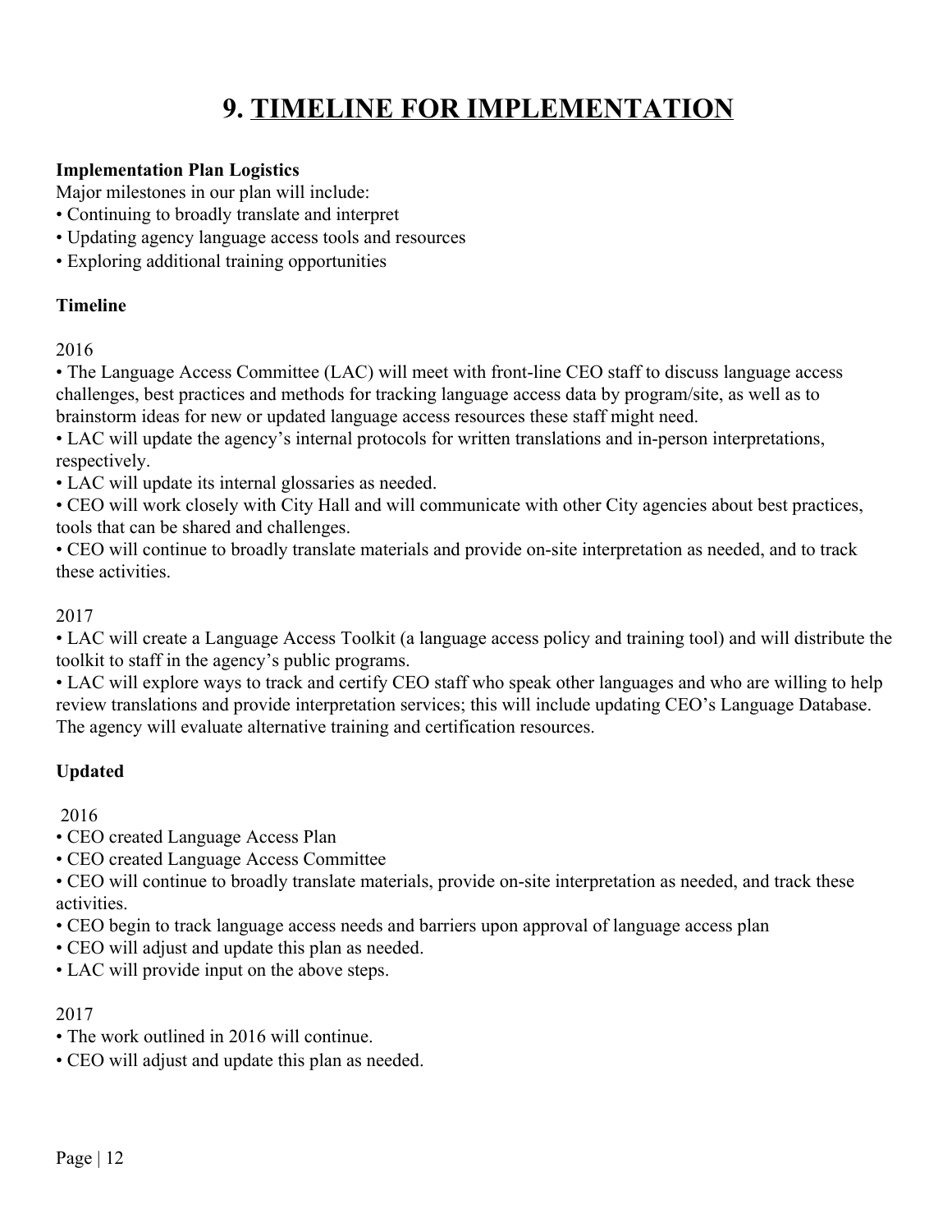# 9. TIMELINE FOR IMPLEMENTATION

**Implementation Plan Logistics**

Major milestones in our plan will include:

- Continuing to broadly translate and interpret
- Updating agency language access tools and resources
- Exploring additional training opportunities

**Timeline**

2016

- The Language Access Committee (LAC) will meet with front-line CEO staff to discuss language access challenges, best practices and methods for tracking language access data by program/site, as well as to brainstorm ideas for new or updated language access resources these staff might need.
- LAC will update the agency's internal protocols for written translations and in-person interpretations, respectively.
- LAC will update its internal glossaries as needed.
- CEO will work closely with City Hall and will communicate with other City agencies about best practices, tools that can be shared and challenges.
- CEO will continue to broadly translate materials and provide on-site interpretation as needed, and to track these activities.

2017

- LAC will create a Language Access Toolkit (a language access policy and training tool) and will distribute the toolkit to staff in the agency's public programs.
- LAC will explore ways to track and certify CEO staff who speak other languages and who are willing to help review translations and provide interpretation services; this will include updating CEO's Language Database. The agency will evaluate alternative training and certification resources.

**Updated**

2016

- CEO created Language Access Plan
- CEO created Language Access Committee
- CEO will continue to broadly translate materials, provide on-site interpretation as needed, and track these activities.
- CEO begin to track language access needs and barriers upon approval of language access plan
- CEO will adjust and update this plan as needed.
- LAC will provide input on the above steps.

2017

- The work outlined in 2016 will continue.
- CEO will adjust and update this plan as needed.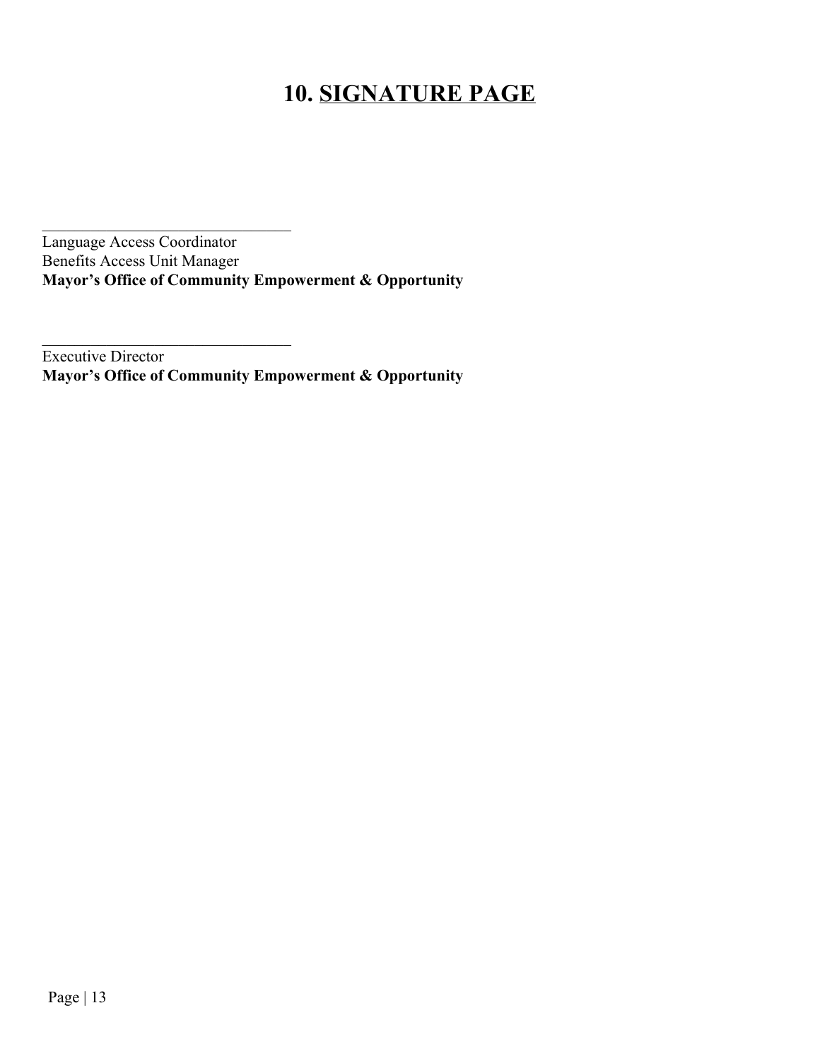# 10. SIGNATURE PAGE

\_\_\_\_\_\_\_\_\_\_\_\_\_\_\_\_\_\_\_\_\_\_\_\_\_\_\_\_\_\_\_\_
Language Access Coordinator
Benefits Access Unit Manager
**Mayor's Office of Community Empowerment & Opportunity**

\_\_\_\_\_\_\_\_\_\_\_\_\_\_\_\_\_\_\_\_\_\_\_\_\_\_\_\_\_\_\_\_
Executive Director
**Mayor's Office of Community Empowerment & Opportunity**